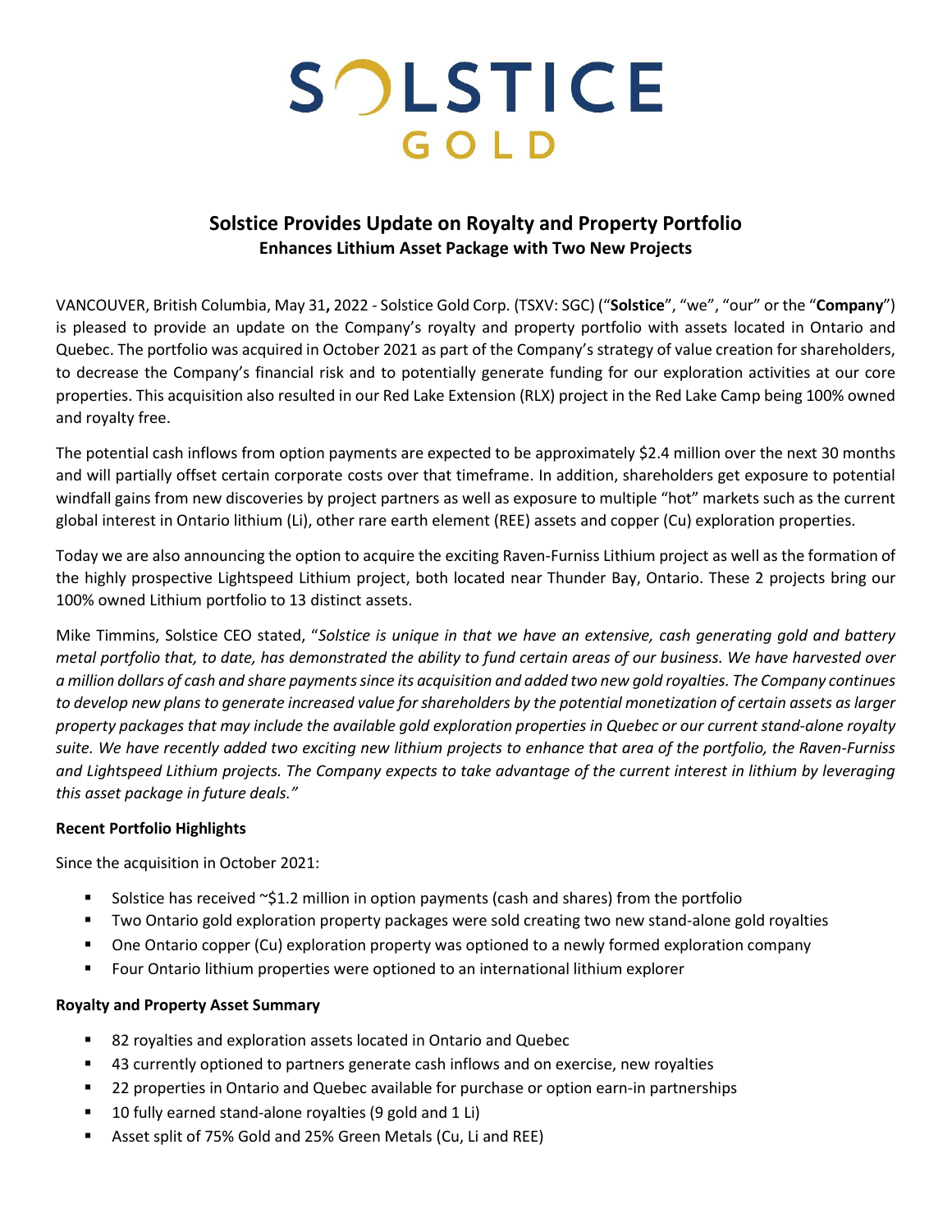# SOLSTICE GOLD

## Solstice Provides Update on Royalty and Property Portfolio

### Enhances Lithium Asset Package with Two New Projects

VANCOUVER, British Columbia, May 31**,** 2022 - Solstice Gold Corp. (TSXV: SGC) ("**Solstice**", "we", "our" or the "**Company**") is pleased to provide an update on the Company's royalty and property portfolio with assets located in Ontario and Quebec. The portfolio was acquired in October 2021 as part of the Company's strategy of value creation for shareholders, to decrease the Company's financial risk and to potentially generate funding for our exploration activities at our core properties. This acquisition also resulted in our Red Lake Extension (RLX) project in the Red Lake Camp being 100% owned and royalty free.

The potential cash inflows from option payments are expected to be approximately $2.4 million over the next 30 months and will partially offset certain corporate costs over that timeframe. In addition, shareholders get exposure to potential windfall gains from new discoveries by project partners as well as exposure to multiple "hot" markets such as the current global interest in Ontario lithium (Li), other rare earth element (REE) assets and copper (Cu) exploration properties.

Today we are also announcing the option to acquire the exciting Raven-Furniss Lithium project as well as the formation of the highly prospective Lightspeed Lithium project, both located near Thunder Bay, Ontario. These 2 projects bring our 100% owned Lithium portfolio to 13 distinct assets.

Mike Timmins, Solstice CEO stated, "*Solstice is unique in that we have an extensive, cash generating gold and battery metal portfolio that, to date, has demonstrated the ability to fund certain areas of our business. We have harvested over a million dollars of cash and share payments since its acquisition and added two new gold royalties. The Company continues to develop new plans to generate increased value for shareholders by the potential monetization of certain assets as larger property packages that may include the available gold exploration properties in Quebec or our current stand-alone royalty suite. We have recently added two exciting new lithium projects to enhance that area of the portfolio, the Raven-Furniss and Lightspeed Lithium projects. The Company expects to take advantage of the current interest in lithium by leveraging this asset package in future deals.*"

**Recent Portfolio Highlights**

Since the acquisition in October 2021:

- Solstice has received ~$1.2 million in option payments (cash and shares) from the portfolio
- Two Ontario gold exploration property packages were sold creating two new stand-alone gold royalties
- One Ontario copper (Cu) exploration property was optioned to a newly formed exploration company
- Four Ontario lithium properties were optioned to an international lithium explorer

**Royalty and Property Asset Summary**

- 82 royalties and exploration assets located in Ontario and Quebec
- 43 currently optioned to partners generate cash inflows and on exercise, new royalties
- 22 properties in Ontario and Quebec available for purchase or option earn-in partnerships
- 10 fully earned stand-alone royalties (9 gold and 1 Li)
- Asset split of 75% Gold and 25% Green Metals (Cu, Li and REE)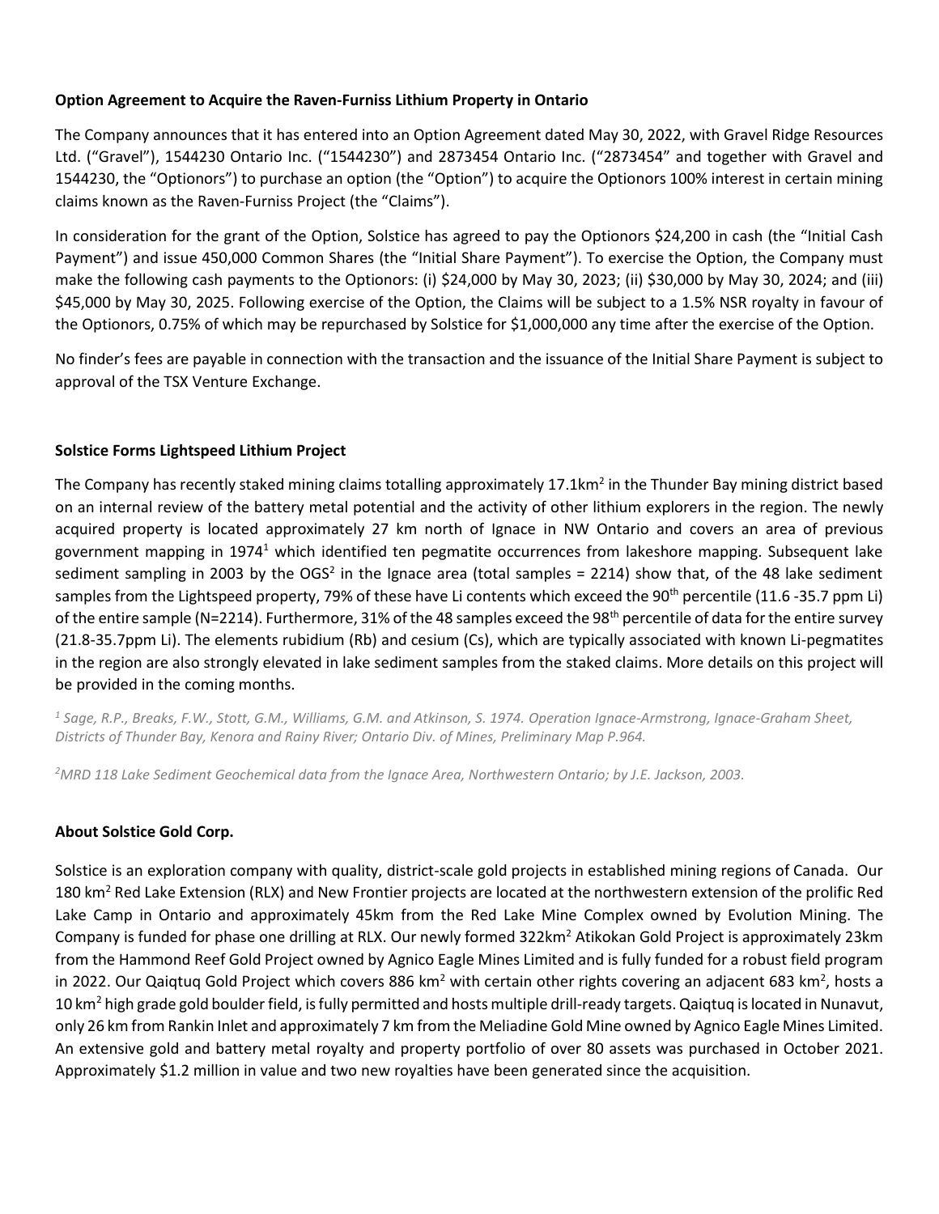**Option Agreement to Acquire the Raven-Furniss Lithium Property in Ontario**

The Company announces that it has entered into an Option Agreement dated May 30, 2022, with Gravel Ridge Resources Ltd. ("Gravel"), 1544230 Ontario Inc. ("1544230") and 2873454 Ontario Inc. ("2873454" and together with Gravel and 1544230, the "Optionors") to purchase an option (the "Option") to acquire the Optionors 100% interest in certain mining claims known as the Raven-Furniss Project (the "Claims").

In consideration for the grant of the Option, Solstice has agreed to pay the Optionors $24,200 in cash (the "Initial Cash Payment") and issue 450,000 Common Shares (the "Initial Share Payment"). To exercise the Option, the Company must make the following cash payments to the Optionors: (i) $24,000 by May 30, 2023; (ii) $30,000 by May 30, 2024; and (iii) $45,000 by May 30, 2025. Following exercise of the Option, the Claims will be subject to a 1.5% NSR royalty in favour of the Optionors, 0.75% of which may be repurchased by Solstice for $1,000,000 any time after the exercise of the Option.

No finder's fees are payable in connection with the transaction and the issuance of the Initial Share Payment is subject to approval of the TSX Venture Exchange.

**Solstice Forms Lightspeed Lithium Project**

The Company has recently staked mining claims totalling approximately 17.1km$^2$ in the Thunder Bay mining district based on an internal review of the battery metal potential and the activity of other lithium explorers in the region. The newly acquired property is located approximately 27 km north of Ignace in NW Ontario and covers an area of previous government mapping in 1974[1] which identified ten pegmatite occurrences from lakeshore mapping. Subsequent lake sediment sampling in 2003 by the OGS[2] in the Ignace area (total samples = 2214) show that, of the 48 lake sediment samples from the Lightspeed property, 79% of these have Li contents which exceed the 90$^{th}$ percentile (11.6 -35.7 ppm Li) of the entire sample (N=2214). Furthermore, 31% of the 48 samples exceed the 98$^{th}$ percentile of data for the entire survey (21.8-35.7ppm Li). The elements rubidium (Rb) and cesium (Cs), which are typically associated with known Li-pegmatites in the region are also strongly elevated in lake sediment samples from the staked claims. More details on this project will be provided in the coming months.

*[1] Sage, R.P., Breaks, F.W., Stott, G.M., Williams, G.M. and Atkinson, S. 1974. Operation Ignace-Armstrong, Ignace-Graham Sheet, Districts of Thunder Bay, Kenora and Rainy River; Ontario Div. of Mines, Preliminary Map P.964.*

*[2]MRD 118 Lake Sediment Geochemical data from the Ignace Area, Northwestern Ontario; by J.E. Jackson, 2003.*

**About Solstice Gold Corp.**

Solstice is an exploration company with quality, district-scale gold projects in established mining regions of Canada. Our 180 km$^2$ Red Lake Extension (RLX) and New Frontier projects are located at the northwestern extension of the prolific Red Lake Camp in Ontario and approximately 45km from the Red Lake Mine Complex owned by Evolution Mining. The Company is funded for phase one drilling at RLX. Our newly formed 322km$^2$ Atikokan Gold Project is approximately 23km from the Hammond Reef Gold Project owned by Agnico Eagle Mines Limited and is fully funded for a robust field program in 2022. Our Qaiqtuq Gold Project which covers 886 km$^2$ with certain other rights covering an adjacent 683 km$^2$, hosts a 10 km$^2$ high grade gold boulder field, is fully permitted and hosts multiple drill-ready targets. Qaiqtuq is located in Nunavut, only 26 km from Rankin Inlet and approximately 7 km from the Meliadine Gold Mine owned by Agnico Eagle Mines Limited. An extensive gold and battery metal royalty and property portfolio of over 80 assets was purchased in October 2021. Approximately $1.2 million in value and two new royalties have been generated since the acquisition.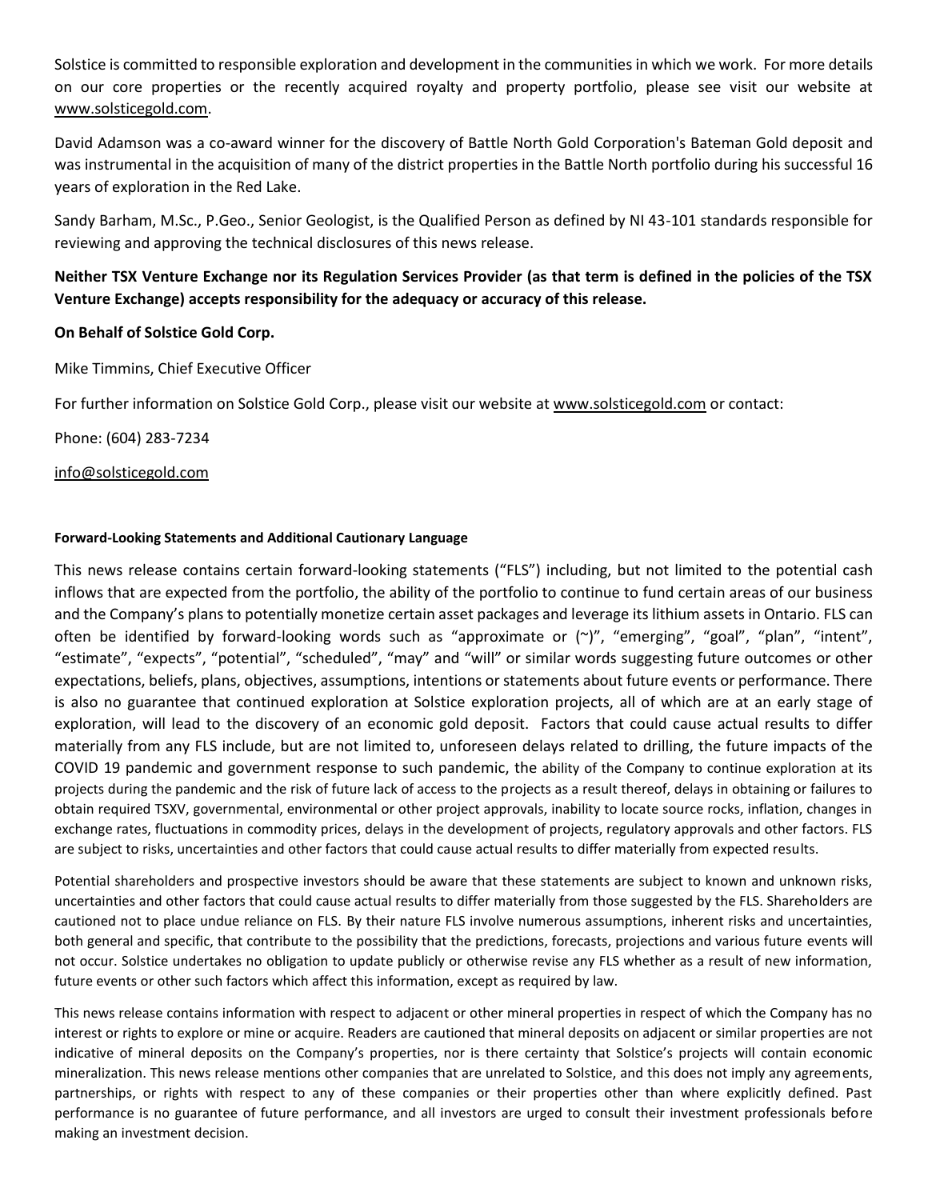Solstice is committed to responsible exploration and development in the communities in which we work. For more details on our core properties or the recently acquired royalty and property portfolio, please see visit our website at www.solsticegold.com.

David Adamson was a co-award winner for the discovery of Battle North Gold Corporation's Bateman Gold deposit and was instrumental in the acquisition of many of the district properties in the Battle North portfolio during his successful 16 years of exploration in the Red Lake.

Sandy Barham, M.Sc., P.Geo., Senior Geologist, is the Qualified Person as defined by NI 43-101 standards responsible for reviewing and approving the technical disclosures of this news release.

**Neither TSX Venture Exchange nor its Regulation Services Provider (as that term is defined in the policies of the TSX Venture Exchange) accepts responsibility for the adequacy or accuracy of this release.**

**On Behalf of Solstice Gold Corp.**

Mike Timmins, Chief Executive Officer

For further information on Solstice Gold Corp., please visit our website at www.solsticegold.com or contact:

Phone: (604) 283-7234

info@solsticegold.com

#### Forward-Looking Statements and Additional Cautionary Language

This news release contains certain forward-looking statements ("FLS") including, but not limited to the potential cash inflows that are expected from the portfolio, the ability of the portfolio to continue to fund certain areas of our business and the Company's plans to potentially monetize certain asset packages and leverage its lithium assets in Ontario. FLS can often be identified by forward-looking words such as "approximate or (~)", "emerging", "goal", "plan", "intent", "estimate", "expects", "potential", "scheduled", "may" and "will" or similar words suggesting future outcomes or other expectations, beliefs, plans, objectives, assumptions, intentions or statements about future events or performance. There is also no guarantee that continued exploration at Solstice exploration projects, all of which are at an early stage of exploration, will lead to the discovery of an economic gold deposit. Factors that could cause actual results to differ materially from any FLS include, but are not limited to, unforeseen delays related to drilling, the future impacts of the COVID 19 pandemic and government response to such pandemic, the ability of the Company to continue exploration at its projects during the pandemic and the risk of future lack of access to the projects as a result thereof, delays in obtaining or failures to obtain required TSXV, governmental, environmental or other project approvals, inability to locate source rocks, inflation, changes in exchange rates, fluctuations in commodity prices, delays in the development of projects, regulatory approvals and other factors. FLS are subject to risks, uncertainties and other factors that could cause actual results to differ materially from expected results.

Potential shareholders and prospective investors should be aware that these statements are subject to known and unknown risks, uncertainties and other factors that could cause actual results to differ materially from those suggested by the FLS. Shareholders are cautioned not to place undue reliance on FLS. By their nature FLS involve numerous assumptions, inherent risks and uncertainties, both general and specific, that contribute to the possibility that the predictions, forecasts, projections and various future events will not occur. Solstice undertakes no obligation to update publicly or otherwise revise any FLS whether as a result of new information, future events or other such factors which affect this information, except as required by law.

This news release contains information with respect to adjacent or other mineral properties in respect of which the Company has no interest or rights to explore or mine or acquire. Readers are cautioned that mineral deposits on adjacent or similar properties are not indicative of mineral deposits on the Company's properties, nor is there certainty that Solstice's projects will contain economic mineralization. This news release mentions other companies that are unrelated to Solstice, and this does not imply any agreements, partnerships, or rights with respect to any of these companies or their properties other than where explicitly defined. Past performance is no guarantee of future performance, and all investors are urged to consult their investment professionals before making an investment decision.